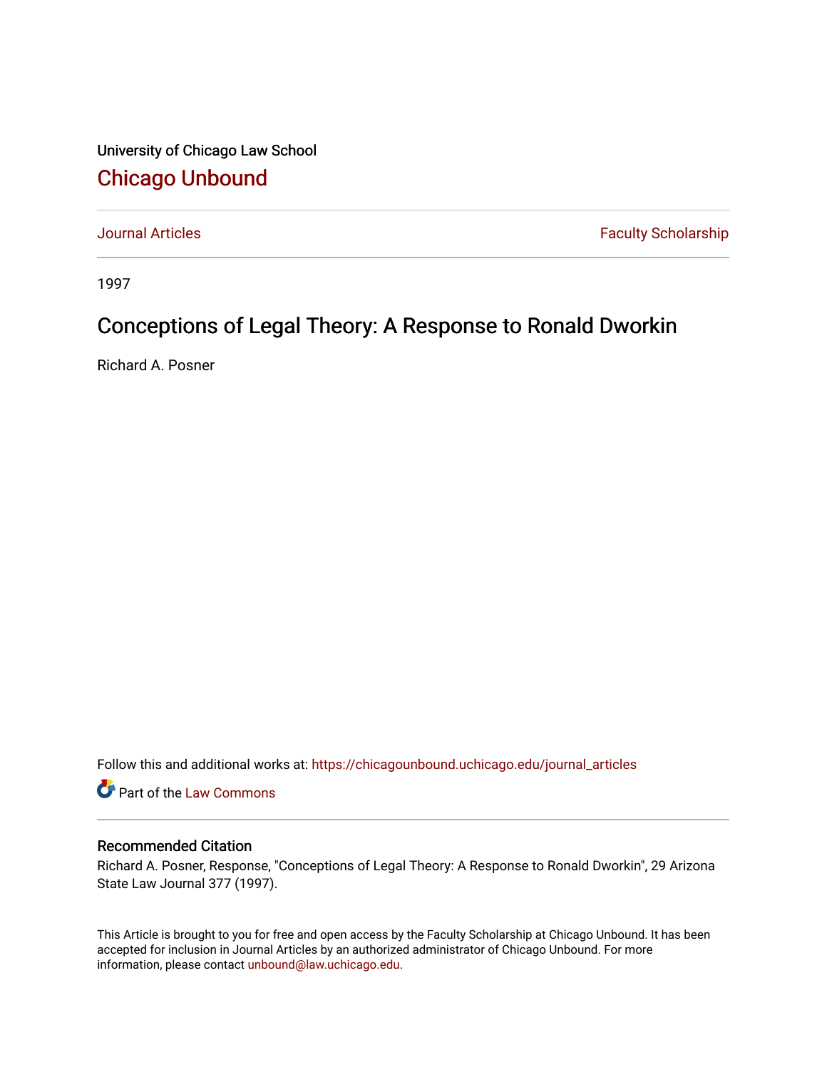University of Chicago Law School

## Chicago Unbound

Journal Articles | Faculty Scholarship

1997

# Conceptions of Legal Theory: A Response to Ronald Dworkin

Richard A. Posner

Follow this and additional works at: https://chicagounbound.uchicago.edu/journal_articles

Part of the Law Commons

### Recommended Citation

Richard A. Posner, Response, "Conceptions of Legal Theory: A Response to Ronald Dworkin", 29 Arizona State Law Journal 377 (1997).

This Article is brought to you for free and open access by the Faculty Scholarship at Chicago Unbound. It has been accepted for inclusion in Journal Articles by an authorized administrator of Chicago Unbound. For more information, please contact unbound@law.uchicago.edu.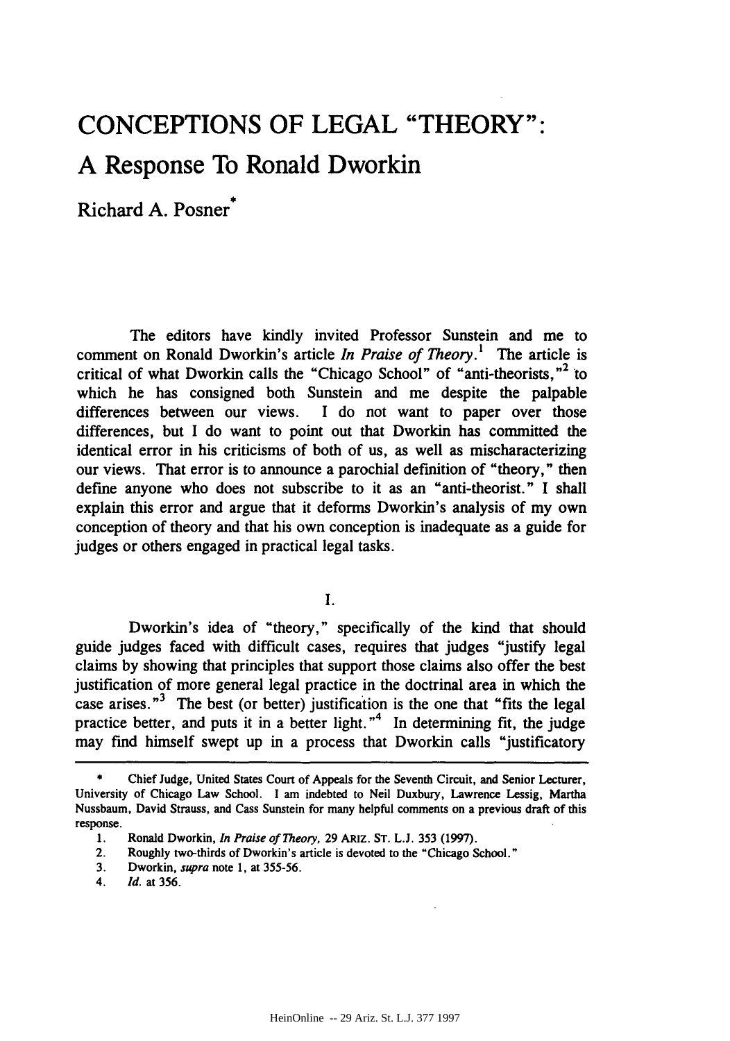# CONCEPTIONS OF LEGAL "THEORY":

## A Response To Ronald Dworkin

Richard A. Posner*

The editors have kindly invited Professor Sunstein and me to comment on Ronald Dworkin's article *In Praise of Theory*.[1] The article is critical of what Dworkin calls the "Chicago School" of "anti-theorists,"[2] to which he has consigned both Sunstein and me despite the palpable differences between our views. I do not want to paper over those differences, but I do want to point out that Dworkin has committed the identical error in his criticisms of both of us, as well as mischaracterizing our views. That error is to announce a parochial definition of "theory," then define anyone who does not subscribe to it as an "anti-theorist." I shall explain this error and argue that it deforms Dworkin's analysis of my own conception of theory and that his own conception is inadequate as a guide for judges or others engaged in practical legal tasks.

I.

Dworkin's idea of "theory," specifically of the kind that should guide judges faced with difficult cases, requires that judges "justify legal claims by showing that principles that support those claims also offer the best justification of more general legal practice in the doctrinal area in which the case arises."[3] The best (or better) justification is the one that "fits the legal practice better, and puts it in a better light."[4] In determining fit, the judge may find himself swept up in a process that Dworkin calls "justificatory

---

\* Chief Judge, United States Court of Appeals for the Seventh Circuit, and Senior Lecturer, University of Chicago Law School. I am indebted to Neil Duxbury, Lawrence Lessig, Martha Nussbaum, David Strauss, and Cass Sunstein for many helpful comments on a previous draft of this response.

1. Ronald Dworkin, *In Praise of Theory*, 29 ARIZ. ST. L.J. 353 (1997).
2. Roughly two-thirds of Dworkin's article is devoted to the "Chicago School."
3. Dworkin, *supra* note 1, at 355-56.
4. *Id.* at 356.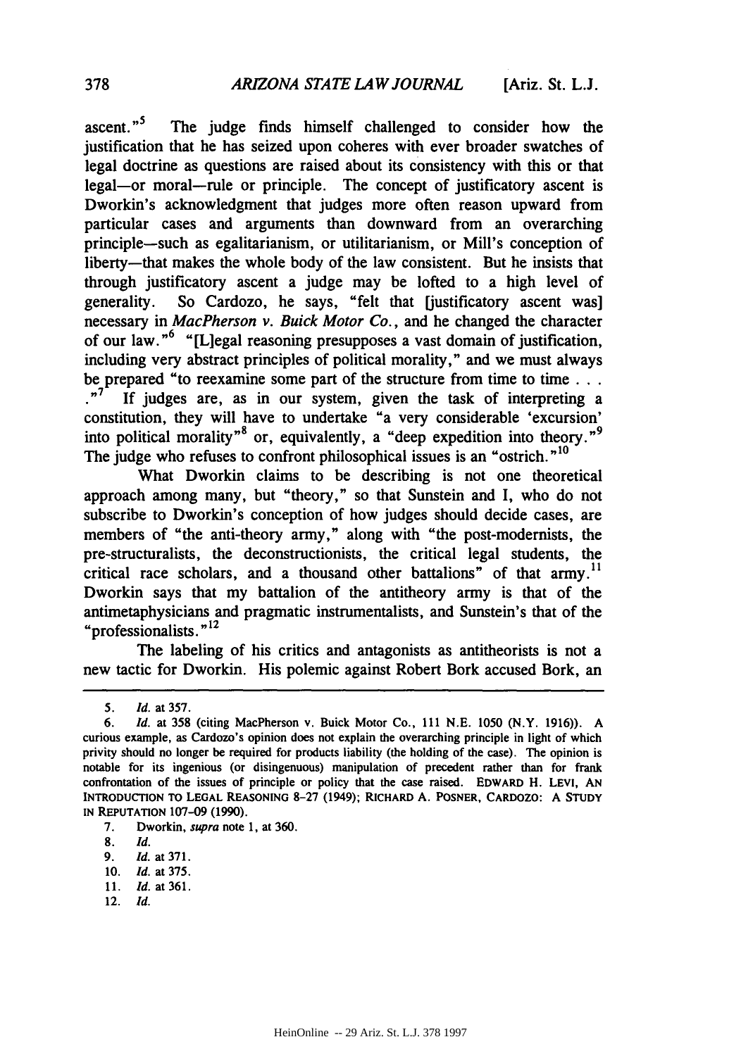ascent."[5] The judge finds himself challenged to consider how the justification that he has seized upon coheres with ever broader swatches of legal doctrine as questions are raised about its consistency with this or that legal—or moral—rule or principle. The concept of justificatory ascent is Dworkin's acknowledgment that judges more often reason upward from particular cases and arguments than downward from an overarching principle—such as egalitarianism, or utilitarianism, or Mill's conception of liberty—that makes the whole body of the law consistent. But he insists that through justificatory ascent a judge may be lofted to a high level of generality. So Cardozo, he says, "felt that [justificatory ascent was] necessary in *MacPherson v. Buick Motor Co.*, and he changed the character of our law."[6] "[L]egal reasoning presupposes a vast domain of justification, including very abstract principles of political morality," and we must always be prepared "to reexamine some part of the structure from time to time . . . ."[7] If judges are, as in our system, given the task of interpreting a constitution, they will have to undertake "a very considerable 'excursion' into political morality"[8] or, equivalently, a "deep expedition into theory."[9] The judge who refuses to confront philosophical issues is an "ostrich."[10]

What Dworkin claims to be describing is not one theoretical approach among many, but "theory," so that Sunstein and I, who do not subscribe to Dworkin's conception of how judges should decide cases, are members of "the anti-theory army," along with "the post-modernists, the pre-structuralists, the deconstructionists, the critical legal students, the critical race scholars, and a thousand other battalions" of that army.[11] Dworkin says that my battalion of the antitheory army is that of the antimetaphysicians and pragmatic instrumentalists, and Sunstein's that of the "professionalists."[12]

The labeling of his critics and antagonists as antitheorists is not a new tactic for Dworkin. His polemic against Robert Bork accused Bork, an

---

5. *Id.* at 357.

6. *Id.* at 358 (citing MacPherson v. Buick Motor Co., 111 N.E. 1050 (N.Y. 1916)). A curious example, as Cardozo's opinion does not explain the overarching principle in light of which privity should no longer be required for products liability (the holding of the case). The opinion is notable for its ingenious (or disingenuous) manipulation of precedent rather than for frank confrontation of the issues of principle or policy that the case raised. EDWARD H. LEVI, AN INTRODUCTION TO LEGAL REASONING 8-27 (1949); RICHARD A. POSNER, CARDOZO: A STUDY IN REPUTATION 107-09 (1990).

7. Dworkin, *supra* note 1, at 360.

8. *Id.*

9. *Id.* at 371.

10. *Id.* at 375.

11. *Id.* at 361.

12. *Id.*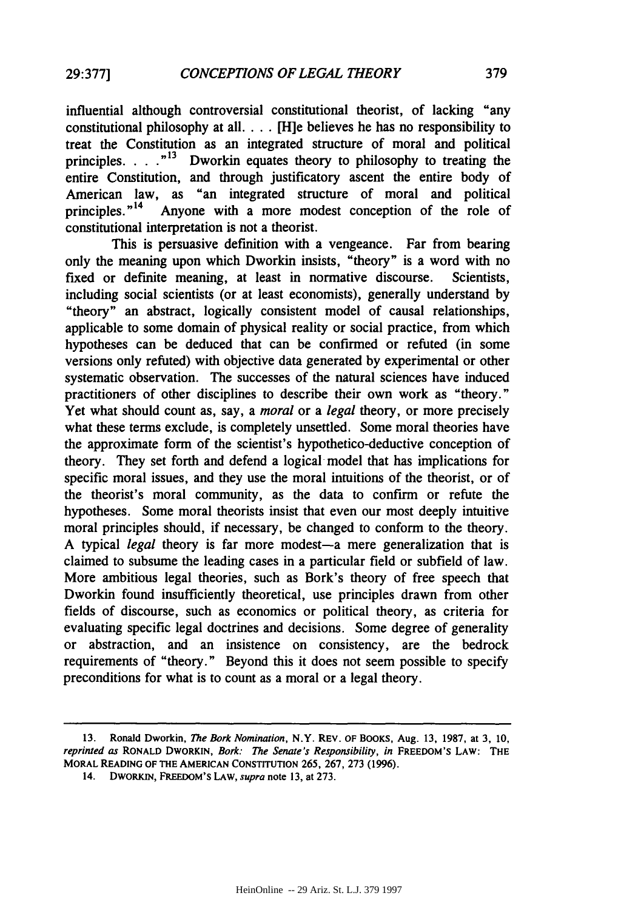influential although controversial constitutional theorist, of lacking "any constitutional philosophy at all. . . . [H]e believes he has no responsibility to treat the Constitution as an integrated structure of moral and political principles. . . ."[13] Dworkin equates theory to philosophy to treating the entire Constitution, and through justificatory ascent the entire body of American law, as "an integrated structure of moral and political principles."[14] Anyone with a more modest conception of the role of constitutional interpretation is not a theorist.

This is persuasive definition with a vengeance. Far from bearing only the meaning upon which Dworkin insists, "theory" is a word with no fixed or definite meaning, at least in normative discourse. Scientists, including social scientists (or at least economists), generally understand by "theory" an abstract, logically consistent model of causal relationships, applicable to some domain of physical reality or social practice, from which hypotheses can be deduced that can be confirmed or refuted (in some versions only refuted) with objective data generated by experimental or other systematic observation. The successes of the natural sciences have induced practitioners of other disciplines to describe their own work as "theory." Yet what should count as, say, a *moral* or a *legal* theory, or more precisely what these terms exclude, is completely unsettled. Some moral theories have the approximate form of the scientist's hypothetico-deductive conception of theory. They set forth and defend a logical model that has implications for specific moral issues, and they use the moral intuitions of the theorist, or of the theorist's moral community, as the data to confirm or refute the hypotheses. Some moral theorists insist that even our most deeply intuitive moral principles should, if necessary, be changed to conform to the theory. A typical *legal* theory is far more modest—a mere generalization that is claimed to subsume the leading cases in a particular field or subfield of law. More ambitious legal theories, such as Bork's theory of free speech that Dworkin found insufficiently theoretical, use principles drawn from other fields of discourse, such as economics or political theory, as criteria for evaluating specific legal doctrines and decisions. Some degree of generality or abstraction, and an insistence on consistency, are the bedrock requirements of "theory." Beyond this it does not seem possible to specify preconditions for what is to count as a moral or a legal theory.

---

13. Ronald Dworkin, *The Bork Nomination*, N.Y. REV. OF BOOKS, Aug. 13, 1987, at 3, 10, *reprinted as* RONALD DWORKIN, *Bork: The Senate's Responsibility*, *in* FREEDOM'S LAW: THE MORAL READING OF THE AMERICAN CONSTITUTION 265, 267, 273 (1996).

14. DWORKIN, FREEDOM'S LAW, *supra* note 13, at 273.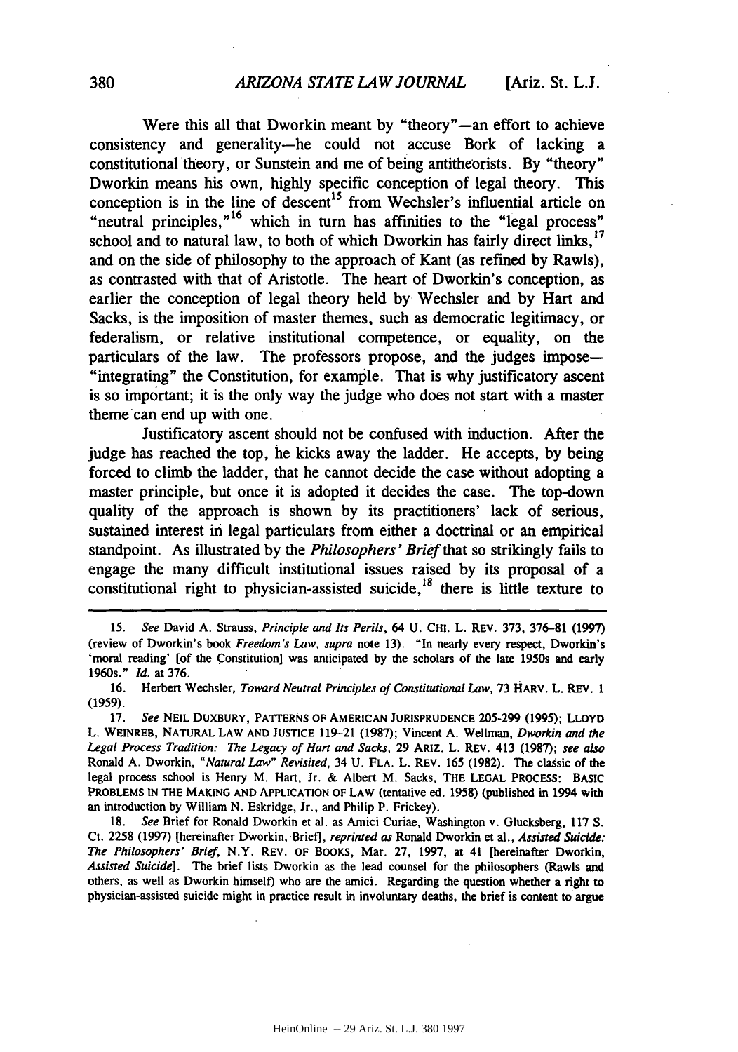Were this all that Dworkin meant by "theory"—an effort to achieve consistency and generality—he could not accuse Bork of lacking a constitutional theory, or Sunstein and me of being antitheorists. By "theory" Dworkin means his own, highly specific conception of legal theory. This conception is in the line of descent[15] from Wechsler's influential article on "neutral principles,"[16] which in turn has affinities to the "legal process" school and to natural law, to both of which Dworkin has fairly direct links,[17] and on the side of philosophy to the approach of Kant (as refined by Rawls), as contrasted with that of Aristotle. The heart of Dworkin's conception, as earlier the conception of legal theory held by Wechsler and by Hart and Sacks, is the imposition of master themes, such as democratic legitimacy, or federalism, or relative institutional competence, or equality, on the particulars of the law. The professors propose, and the judges impose—"integrating" the Constitution, for example. That is why justificatory ascent is so important; it is the only way the judge who does not start with a master theme can end up with one.

Justificatory ascent should not be confused with induction. After the judge has reached the top, he kicks away the ladder. He accepts, by being forced to climb the ladder, that he cannot decide the case without adopting a master principle, but once it is adopted it decides the case. The top-down quality of the approach is shown by its practitioners' lack of serious, sustained interest in legal particulars from either a doctrinal or an empirical standpoint. As illustrated by the *Philosophers' Brief* that so strikingly fails to engage the many difficult institutional issues raised by its proposal of a constitutional right to physician-assisted suicide,[18] there is little texture to

---

15. *See* David A. Strauss, *Principle and Its Perils*, 64 U. CHI. L. REV. 373, 376–81 (1997) (review of Dworkin's book *Freedom's Law*, *supra* note 13). "In nearly every respect, Dworkin's 'moral reading' [of the Constitution] was anticipated by the scholars of the late 1950s and early 1960s." *Id.* at 376.

16. Herbert Wechsler, *Toward Neutral Principles of Constitutional Law*, 73 HARV. L. REV. 1 (1959).

17. *See* NEIL DUXBURY, PATTERNS OF AMERICAN JURISPRUDENCE 205-299 (1995); LLOYD L. WEINREB, NATURAL LAW AND JUSTICE 119-21 (1987); Vincent A. Wellman, *Dworkin and the Legal Process Tradition: The Legacy of Hart and Sacks*, 29 ARIZ. L. REV. 413 (1987); *see also* Ronald A. Dworkin, *"Natural Law" Revisited*, 34 U. FLA. L. REV. 165 (1982). The classic of the legal process school is Henry M. Hart, Jr. & Albert M. Sacks, THE LEGAL PROCESS: BASIC PROBLEMS IN THE MAKING AND APPLICATION OF LAW (tentative ed. 1958) (published in 1994 with an introduction by William N. Eskridge, Jr., and Philip P. Frickey).

18. *See* Brief for Ronald Dworkin et al. as Amici Curiae, Washington v. Glucksberg, 117 S. Ct. 2258 (1997) [hereinafter Dworkin, Brief], *reprinted as* Ronald Dworkin et al., *Assisted Suicide: The Philosophers' Brief*, N.Y. REV. OF BOOKS, Mar. 27, 1997, at 41 [hereinafter Dworkin, *Assisted Suicide*]. The brief lists Dworkin as the lead counsel for the philosophers (Rawls and others, as well as Dworkin himself) who are the amici. Regarding the question whether a right to physician-assisted suicide might in practice result in involuntary deaths, the brief is content to argue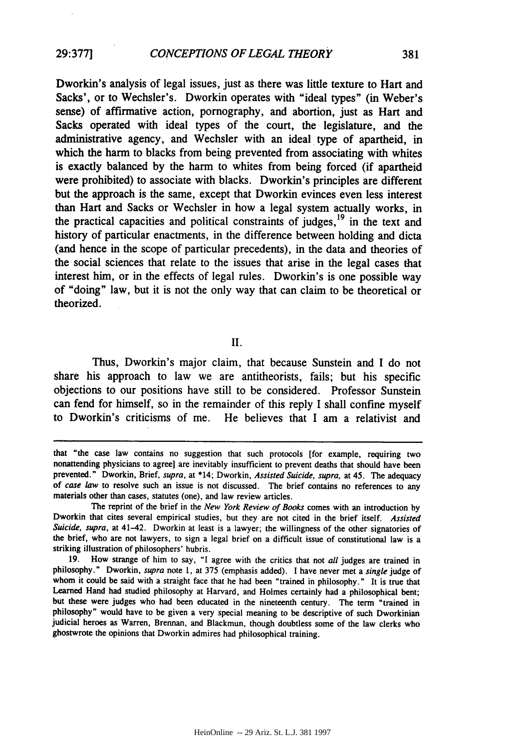Dworkin's analysis of legal issues, just as there was little texture to Hart and Sacks', or to Wechsler's. Dworkin operates with "ideal types" (in Weber's sense) of affirmative action, pornography, and abortion, just as Hart and Sacks operated with ideal types of the court, the legislature, and the administrative agency, and Wechsler with an ideal type of apartheid, in which the harm to blacks from being prevented from associating with whites is exactly balanced by the harm to whites from being forced (if apartheid were prohibited) to associate with blacks. Dworkin's principles are different but the approach is the same, except that Dworkin evinces even less interest than Hart and Sacks or Wechsler in how a legal system actually works, in the practical capacities and political constraints of judges,[19] in the text and history of particular enactments, in the difference between holding and dicta (and hence in the scope of particular precedents), in the data and theories of the social sciences that relate to the issues that arise in the legal cases that interest him, or in the effects of legal rules. Dworkin's is one possible way of "doing" law, but it is not the only way that can claim to be theoretical or theorized.

## II.

Thus, Dworkin's major claim, that because Sunstein and I do not share his approach to law we are antitheorists, fails; but his specific objections to our positions have still to be considered. Professor Sunstein can fend for himself, so in the remainder of this reply I shall confine myself to Dworkin's criticisms of me. He believes that I am a relativist and

---

that "the case law contains no suggestion that such protocols [for example, requiring two nonattending physicians to agree] are inevitably insufficient to prevent deaths that should have been prevented." Dworkin, Brief, *supra*, at *14; Dworkin, *Assisted Suicide*, *supra*, at 45. The adequacy of *case law* to resolve such an issue is not discussed. The brief contains no references to any materials other than cases, statutes (one), and law review articles.

The reprint of the brief in the *New York Review of Books* comes with an introduction by Dworkin that cites several empirical studies, but they are not cited in the brief itself. *Assisted Suicide*, *supra*, at 41-42. Dworkin at least is a lawyer; the willingness of the other signatories of the brief, who are not lawyers, to sign a legal brief on a difficult issue of constitutional law is a striking illustration of philosophers' hubris.

19. How strange of him to say, "I agree with the critics that not *all* judges are trained in philosophy." Dworkin, *supra* note 1, at 375 (emphasis added). I have never met a *single* judge of whom it could be said with a straight face that he had been "trained in philosophy." It is true that Learned Hand had studied philosophy at Harvard, and Holmes certainly had a philosophical bent; but these were judges who had been educated in the nineteenth century. The term "trained in philosophy" would have to be given a very special meaning to be descriptive of such Dworkinian judicial heroes as Warren, Brennan, and Blackmun, though doubtless some of the law clerks who ghostwrote the opinions that Dworkin admires had philosophical training.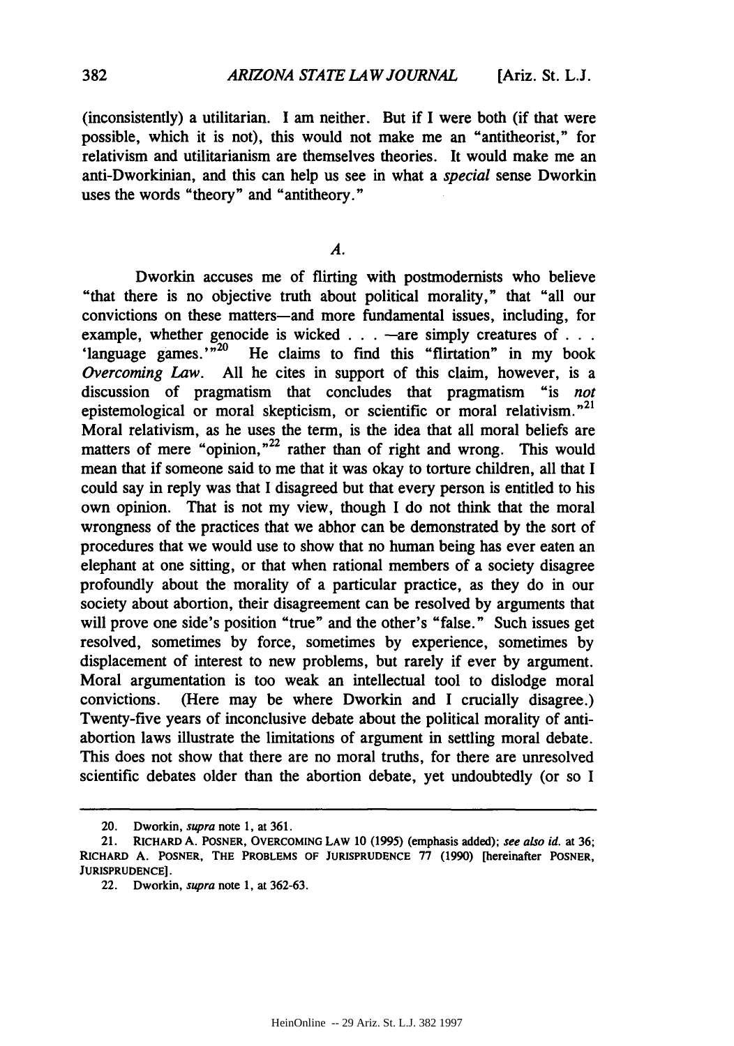(inconsistently) a utilitarian. I am neither. But if I were both (if that were possible, which it is not), this would not make me an "antitheorist," for relativism and utilitarianism are themselves theories. It would make me an anti-Dworkinian, and this can help us see in what a *special* sense Dworkin uses the words "theory" and "antitheory."

### *A.*

Dworkin accuses me of flirting with postmodernists who believe "that there is no objective truth about political morality," that "all our convictions on these matters—and more fundamental issues, including, for example, whether genocide is wicked . . . —are simply creatures of . . . 'language games.'"[20] He claims to find this "flirtation" in my book *Overcoming Law*. All he cites in support of this claim, however, is a discussion of pragmatism that concludes that pragmatism "is *not* epistemological or moral skepticism, or scientific or moral relativism."[21] Moral relativism, as he uses the term, is the idea that all moral beliefs are matters of mere "opinion,"[22] rather than of right and wrong. This would mean that if someone said to me that it was okay to torture children, all that I could say in reply was that I disagreed but that every person is entitled to his own opinion. That is not my view, though I do not think that the moral wrongness of the practices that we abhor can be demonstrated by the sort of procedures that we would use to show that no human being has ever eaten an elephant at one sitting, or that when rational members of a society disagree profoundly about the morality of a particular practice, as they do in our society about abortion, their disagreement can be resolved by arguments that will prove one side's position "true" and the other's "false." Such issues get resolved, sometimes by force, sometimes by experience, sometimes by displacement of interest to new problems, but rarely if ever by argument. Moral argumentation is too weak an intellectual tool to dislodge moral convictions. (Here may be where Dworkin and I crucially disagree.) Twenty-five years of inconclusive debate about the political morality of anti-abortion laws illustrate the limitations of argument in settling moral debate. This does not show that there are no moral truths, for there are unresolved scientific debates older than the abortion debate, yet undoubtedly (or so I

---

20. Dworkin, *supra* note 1, at 361.

21. RICHARD A. POSNER, OVERCOMING LAW 10 (1995) (emphasis added); *see also id.* at 36; RICHARD A. POSNER, THE PROBLEMS OF JURISPRUDENCE 77 (1990) [hereinafter POSNER, JURISPRUDENCE].

22. Dworkin, *supra* note 1, at 362-63.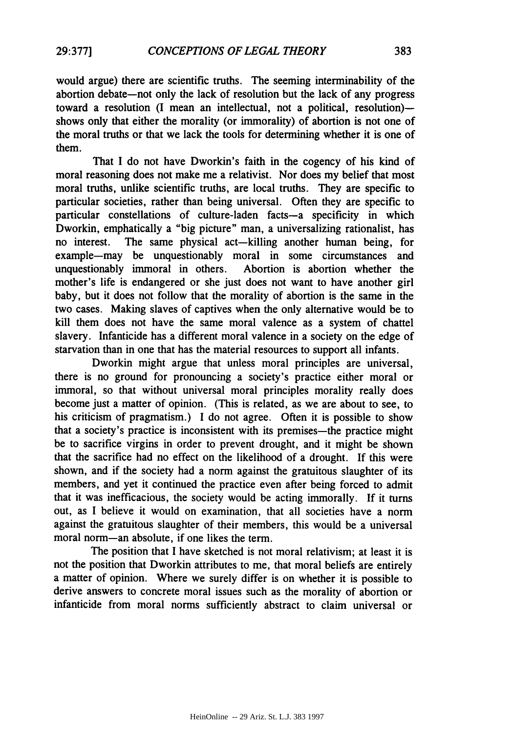would argue) there are scientific truths. The seeming interminability of the abortion debate—not only the lack of resolution but the lack of any progress toward a resolution (I mean an intellectual, not a political, resolution)—shows only that either the morality (or immorality) of abortion is not one of the moral truths or that we lack the tools for determining whether it is one of them.

That I do not have Dworkin's faith in the cogency of his kind of moral reasoning does not make me a relativist. Nor does my belief that most moral truths, unlike scientific truths, are local truths. They are specific to particular societies, rather than being universal. Often they are specific to particular constellations of culture-laden facts—a specificity in which Dworkin, emphatically a "big picture" man, a universalizing rationalist, has no interest. The same physical act—killing another human being, for example—may be unquestionably moral in some circumstances and unquestionably immoral in others. Abortion is abortion whether the mother's life is endangered or she just does not want to have another girl baby, but it does not follow that the morality of abortion is the same in the two cases. Making slaves of captives when the only alternative would be to kill them does not have the same moral valence as a system of chattel slavery. Infanticide has a different moral valence in a society on the edge of starvation than in one that has the material resources to support all infants.

Dworkin might argue that unless moral principles are universal, there is no ground for pronouncing a society's practice either moral or immoral, so that without universal moral principles morality really does become just a matter of opinion. (This is related, as we are about to see, to his criticism of pragmatism.) I do not agree. Often it is possible to show that a society's practice is inconsistent with its premises—the practice might be to sacrifice virgins in order to prevent drought, and it might be shown that the sacrifice had no effect on the likelihood of a drought. If this were shown, and if the society had a norm against the gratuitous slaughter of its members, and yet it continued the practice even after being forced to admit that it was inefficacious, the society would be acting immorally. If it turns out, as I believe it would on examination, that all societies have a norm against the gratuitous slaughter of their members, this would be a universal moral norm—an absolute, if one likes the term.

The position that I have sketched is not moral relativism; at least it is not the position that Dworkin attributes to me, that moral beliefs are entirely a matter of opinion. Where we surely differ is on whether it is possible to derive answers to concrete moral issues such as the morality of abortion or infanticide from moral norms sufficiently abstract to claim universal or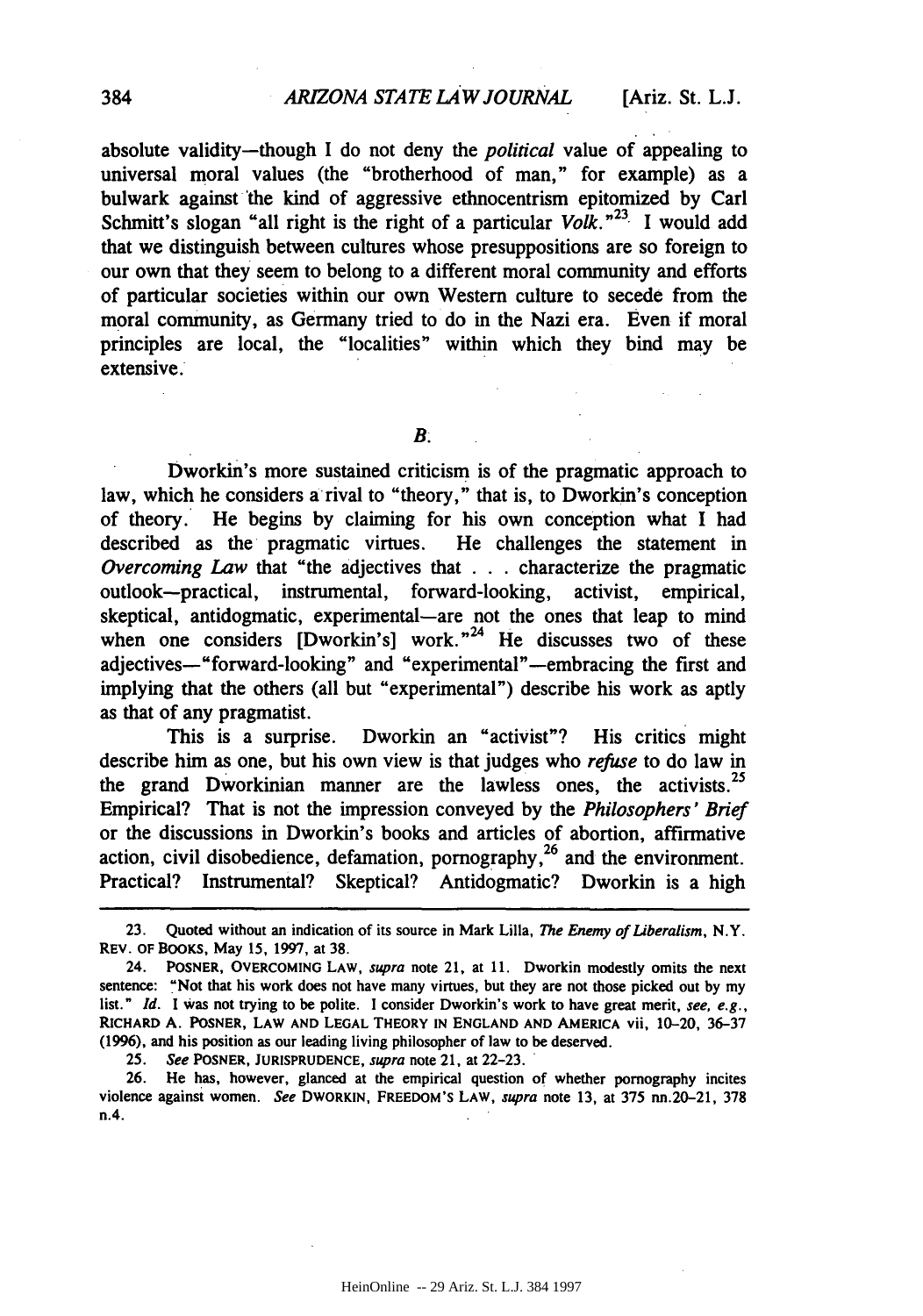absolute validity—though I do not deny the *political* value of appealing to universal moral values (the "brotherhood of man," for example) as a bulwark against the kind of aggressive ethnocentrism epitomized by Carl Schmitt's slogan "all right is the right of a particular *Volk*."[23] I would add that we distinguish between cultures whose presuppositions are so foreign to our own that they seem to belong to a different moral community and efforts of particular societies within our own Western culture to secede from the moral community, as Germany tried to do in the Nazi era. Even if moral principles are local, the "localities" within which they bind may be extensive.

### *B.*

Dworkin's more sustained criticism is of the pragmatic approach to law, which he considers a rival to "theory," that is, to Dworkin's conception of theory. He begins by claiming for his own conception what I had described as the pragmatic virtues. He challenges the statement in *Overcoming Law* that "the adjectives that . . . characterize the pragmatic outlook—practical, instrumental, forward-looking, activist, empirical, skeptical, antidogmatic, experimental—are not the ones that leap to mind when one considers [Dworkin's] work."[24] He discusses two of these adjectives—"forward-looking" and "experimental"—embracing the first and implying that the others (all but "experimental") describe his work as aptly as that of any pragmatist.

This is a surprise. Dworkin an "activist"? His critics might describe him as one, but his own view is that judges who *refuse* to do law in the grand Dworkinian manner are the lawless ones, the activists.[25] Empirical? That is not the impression conveyed by the *Philosophers' Brief* or the discussions in Dworkin's books and articles of abortion, affirmative action, civil disobedience, defamation, pornography,[26] and the environment. Practical? Instrumental? Skeptical? Antidogmatic? Dworkin is a high

---

23. Quoted without an indication of its source in Mark Lilla, *The Enemy of Liberalism*, N.Y. REV. OF BOOKS, May 15, 1997, at 38.

24. POSNER, OVERCOMING LAW, *supra* note 21, at 11. Dworkin modestly omits the next sentence: "Not that his work does not have many virtues, but they are not those picked out by my list." *Id.* I was not trying to be polite. I consider Dworkin's work to have great merit, *see, e.g.*, RICHARD A. POSNER, LAW AND LEGAL THEORY IN ENGLAND AND AMERICA vii, 10–20, 36–37 (1996), and his position as our leading living philosopher of law to be deserved.

25. *See* POSNER, JURISPRUDENCE, *supra* note 21, at 22–23.

26. He has, however, glanced at the empirical question of whether pornography incites violence against women. *See* DWORKIN, FREEDOM'S LAW, *supra* note 13, at 375 nn.20–21, 378 n.4.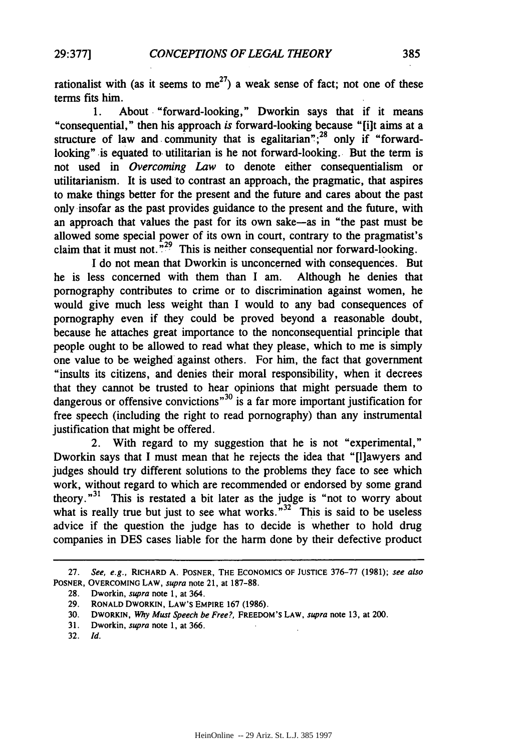rationalist with (as it seems to me[27]) a weak sense of fact; not one of these terms fits him.

1. About "forward-looking," Dworkin says that if it means "consequential," then his approach *is* forward-looking because "[i]t aims at a structure of law and community that is egalitarian";[28] only if "forward-looking" is equated to utilitarian is he not forward-looking. But the term is not used in *Overcoming Law* to denote either consequentialism or utilitarianism. It is used to contrast an approach, the pragmatic, that aspires to make things better for the present and the future and cares about the past only insofar as the past provides guidance to the present and the future, with an approach that values the past for its own sake—as in "the past must be allowed some special power of its own in court, contrary to the pragmatist's claim that it must not."[29] This is neither consequential nor forward-looking.

I do not mean that Dworkin is unconcerned with consequences. But he is less concerned with them than I am. Although he denies that pornography contributes to crime or to discrimination against women, he would give much less weight than I would to any bad consequences of pornography even if they could be proved beyond a reasonable doubt, because he attaches great importance to the nonconsequential principle that people ought to be allowed to read what they please, which to me is simply one value to be weighed against others. For him, the fact that government "insults its citizens, and denies their moral responsibility, when it decrees that they cannot be trusted to hear opinions that might persuade them to dangerous or offensive convictions"[30] is a far more important justification for free speech (including the right to read pornography) than any instrumental justification that might be offered.

2. With regard to my suggestion that he is not "experimental," Dworkin says that I must mean that he rejects the idea that "[l]awyers and judges should try different solutions to the problems they face to see which work, without regard to which are recommended or endorsed by some grand theory."[31] This is restated a bit later as the judge is "not to worry about what is really true but just to see what works."[32] This is said to be useless advice if the question the judge has to decide is whether to hold drug companies in DES cases liable for the harm done by their defective product

---

27. *See, e.g.*, RICHARD A. POSNER, THE ECONOMICS OF JUSTICE 376–77 (1981); *see also* POSNER, OVERCOMING LAW, *supra* note 21, at 187–88.

28. Dworkin, *supra* note 1, at 364.

29. RONALD DWORKIN, LAW'S EMPIRE 167 (1986).

30. DWORKIN, *Why Must Speech be Free?*, FREEDOM'S LAW, *supra* note 13, at 200.

31. Dworkin, *supra* note 1, at 366.

32. *Id.*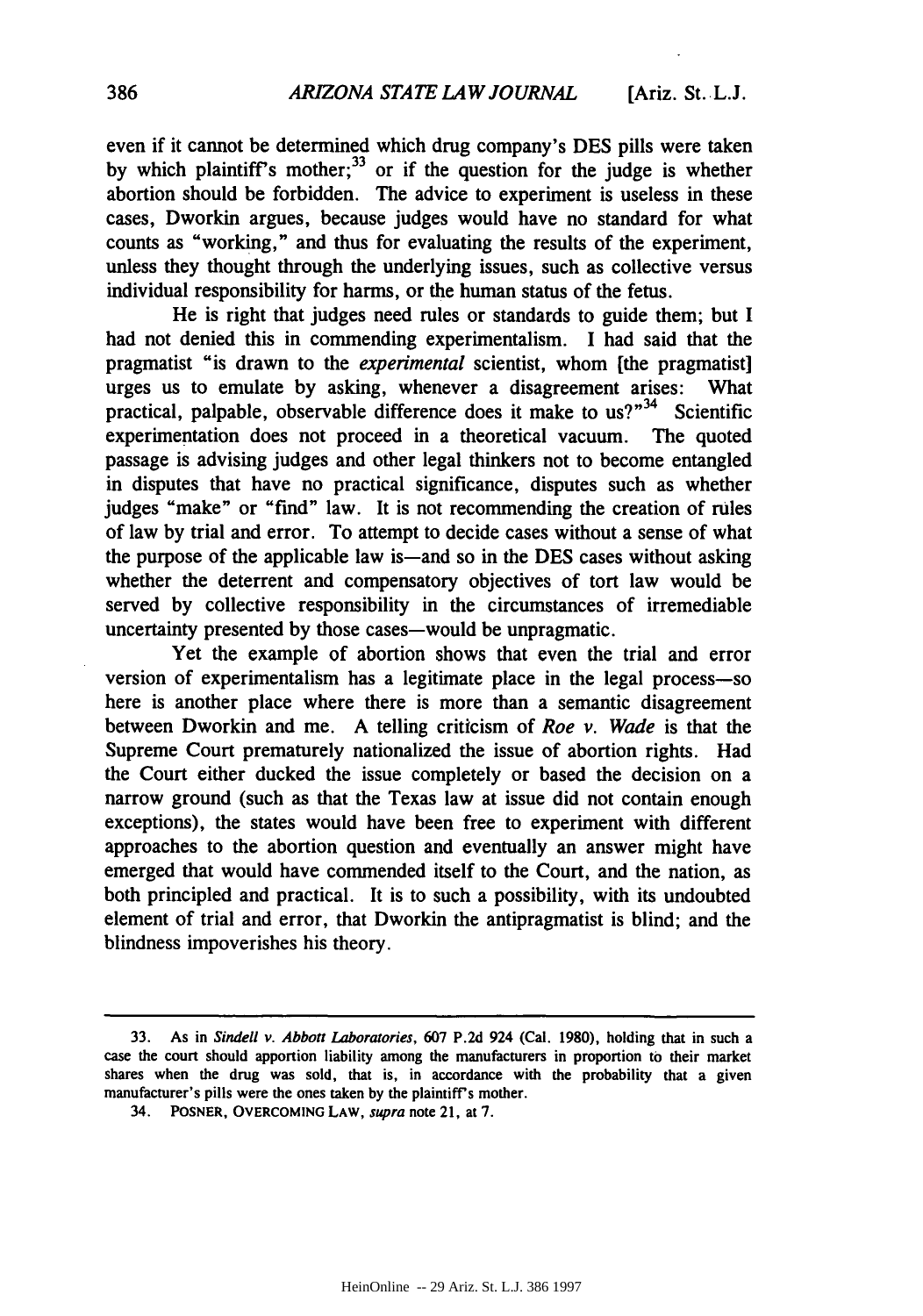even if it cannot be determined which drug company's DES pills were taken by which plaintiff's mother;[33] or if the question for the judge is whether abortion should be forbidden. The advice to experiment is useless in these cases, Dworkin argues, because judges would have no standard for what counts as "working," and thus for evaluating the results of the experiment, unless they thought through the underlying issues, such as collective versus individual responsibility for harms, or the human status of the fetus.

He is right that judges need rules or standards to guide them; but I had not denied this in commending experimentalism. I had said that the pragmatist "is drawn to the *experimental* scientist, whom [the pragmatist] urges us to emulate by asking, whenever a disagreement arises: What practical, palpable, observable difference does it make to us?"[34] Scientific experimentation does not proceed in a theoretical vacuum. The quoted passage is advising judges and other legal thinkers not to become entangled in disputes that have no practical significance, disputes such as whether judges "make" or "find" law. It is not recommending the creation of rules of law by trial and error. To attempt to decide cases without a sense of what the purpose of the applicable law is—and so in the DES cases without asking whether the deterrent and compensatory objectives of tort law would be served by collective responsibility in the circumstances of irremediable uncertainty presented by those cases—would be unpragmatic.

Yet the example of abortion shows that even the trial and error version of experimentalism has a legitimate place in the legal process—so here is another place where there is more than a semantic disagreement between Dworkin and me. A telling criticism of *Roe v. Wade* is that the Supreme Court prematurely nationalized the issue of abortion rights. Had the Court either ducked the issue completely or based the decision on a narrow ground (such as that the Texas law at issue did not contain enough exceptions), the states would have been free to experiment with different approaches to the abortion question and eventually an answer might have emerged that would have commended itself to the Court, and the nation, as both principled and practical. It is to such a possibility, with its undoubted element of trial and error, that Dworkin the antipragmatist is blind; and the blindness impoverishes his theory.

---

33. As in *Sindell v. Abbott Laboratories*, 607 P.2d 924 (Cal. 1980), holding that in such a case the court should apportion liability among the manufacturers in proportion to their market shares when the drug was sold, that is, in accordance with the probability that a given manufacturer's pills were the ones taken by the plaintiff's mother.

34. POSNER, OVERCOMING LAW, *supra* note 21, at 7.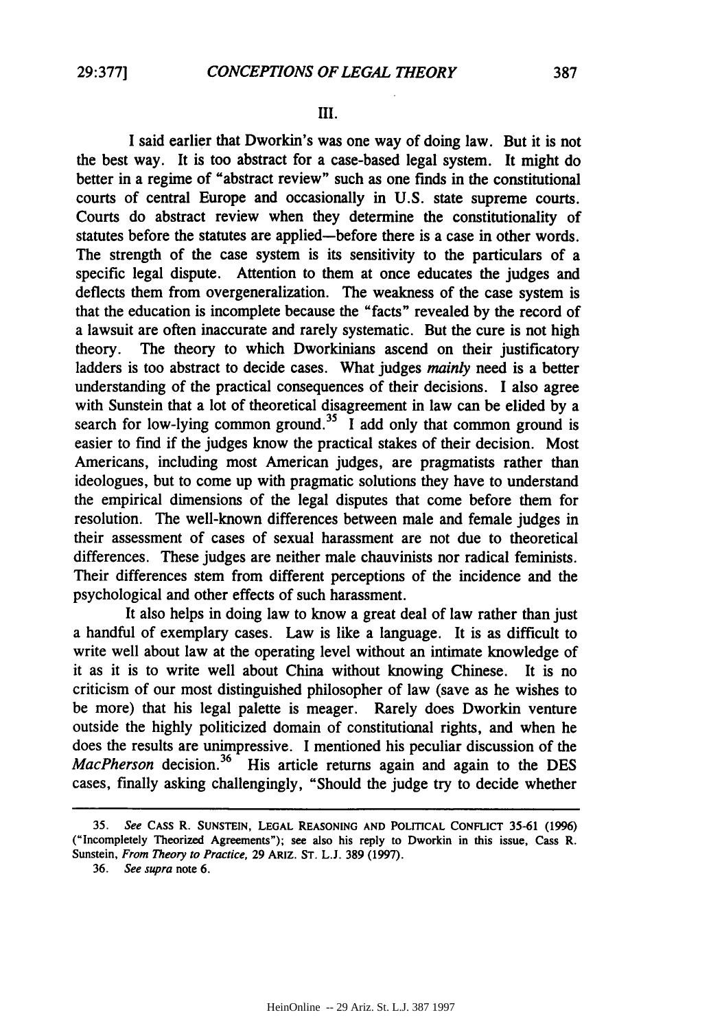## III.

I said earlier that Dworkin's was one way of doing law. But it is not the best way. It is too abstract for a case-based legal system. It might do better in a regime of "abstract review" such as one finds in the constitutional courts of central Europe and occasionally in U.S. state supreme courts. Courts do abstract review when they determine the constitutionality of statutes before the statutes are applied—before there is a case in other words. The strength of the case system is its sensitivity to the particulars of a specific legal dispute. Attention to them at once educates the judges and deflects them from overgeneralization. The weakness of the case system is that the education is incomplete because the "facts" revealed by the record of a lawsuit are often inaccurate and rarely systematic. But the cure is not high theory. The theory to which Dworkinians ascend on their justificatory ladders is too abstract to decide cases. What judges *mainly* need is a better understanding of the practical consequences of their decisions. I also agree with Sunstein that a lot of theoretical disagreement in law can be elided by a search for low-lying common ground.[35] I add only that common ground is easier to find if the judges know the practical stakes of their decision. Most Americans, including most American judges, are pragmatists rather than ideologues, but to come up with pragmatic solutions they have to understand the empirical dimensions of the legal disputes that come before them for resolution. The well-known differences between male and female judges in their assessment of cases of sexual harassment are not due to theoretical differences. These judges are neither male chauvinists nor radical feminists. Their differences stem from different perceptions of the incidence and the psychological and other effects of such harassment.

It also helps in doing law to know a great deal of law rather than just a handful of exemplary cases. Law is like a language. It is as difficult to write well about law at the operating level without an intimate knowledge of it as it is to write well about China without knowing Chinese. It is no criticism of our most distinguished philosopher of law (save as he wishes to be more) that his legal palette is meager. Rarely does Dworkin venture outside the highly politicized domain of constitutional rights, and when he does the results are unimpressive. I mentioned his peculiar discussion of the *MacPherson* decision.[36] His article returns again and again to the DES cases, finally asking challengingly, "Should the judge try to decide whether

---

35. *See* CASS R. SUNSTEIN, LEGAL REASONING AND POLITICAL CONFLICT 35-61 (1996) ("Incompletely Theorized Agreements"); see also his reply to Dworkin in this issue, Cass R. Sunstein, *From Theory to Practice*, 29 ARIZ. ST. L.J. 389 (1997).

36. *See supra* note 6.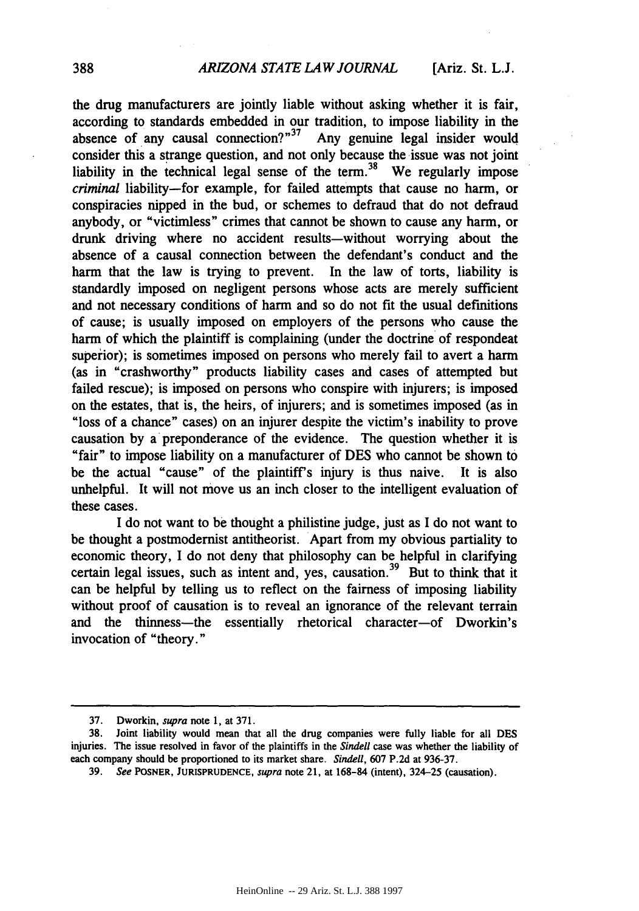the drug manufacturers are jointly liable without asking whether it is fair, according to standards embedded in our tradition, to impose liability in the absence of any causal connection?"[37] Any genuine legal insider would consider this a strange question, and not only because the issue was not joint liability in the technical legal sense of the term.[38] We regularly impose *criminal* liability—for example, for failed attempts that cause no harm, or conspiracies nipped in the bud, or schemes to defraud that do not defraud anybody, or "victimless" crimes that cannot be shown to cause any harm, or drunk driving where no accident results—without worrying about the absence of a causal connection between the defendant's conduct and the harm that the law is trying to prevent. In the law of torts, liability is standardly imposed on negligent persons whose acts are merely sufficient and not necessary conditions of harm and so do not fit the usual definitions of cause; is usually imposed on employers of the persons who cause the harm of which the plaintiff is complaining (under the doctrine of respondeat superior); is sometimes imposed on persons who merely fail to avert a harm (as in "crashworthy" products liability cases and cases of attempted but failed rescue); is imposed on persons who conspire with injurers; is imposed on the estates, that is, the heirs, of injurers; and is sometimes imposed (as in "loss of a chance" cases) on an injurer despite the victim's inability to prove causation by a preponderance of the evidence. The question whether it is "fair" to impose liability on a manufacturer of DES who cannot be shown to be the actual "cause" of the plaintiff's injury is thus naive. It is also unhelpful. It will not move us an inch closer to the intelligent evaluation of these cases.

I do not want to be thought a philistine judge, just as I do not want to be thought a postmodernist antitheorist. Apart from my obvious partiality to economic theory, I do not deny that philosophy can be helpful in clarifying certain legal issues, such as intent and, yes, causation.[39] But to think that it can be helpful by telling us to reflect on the fairness of imposing liability without proof of causation is to reveal an ignorance of the relevant terrain and the thinness—the essentially rhetorical character—of Dworkin's invocation of "theory."

---

37. Dworkin, *supra* note 1, at 371.

38. Joint liability would mean that all the drug companies were fully liable for all DES injuries. The issue resolved in favor of the plaintiffs in the *Sindell* case was whether the liability of each company should be proportioned to its market share. *Sindell*, 607 P.2d at 936-37.

39. *See* POSNER, JURISPRUDENCE, *supra* note 21, at 168-84 (intent), 324-25 (causation).